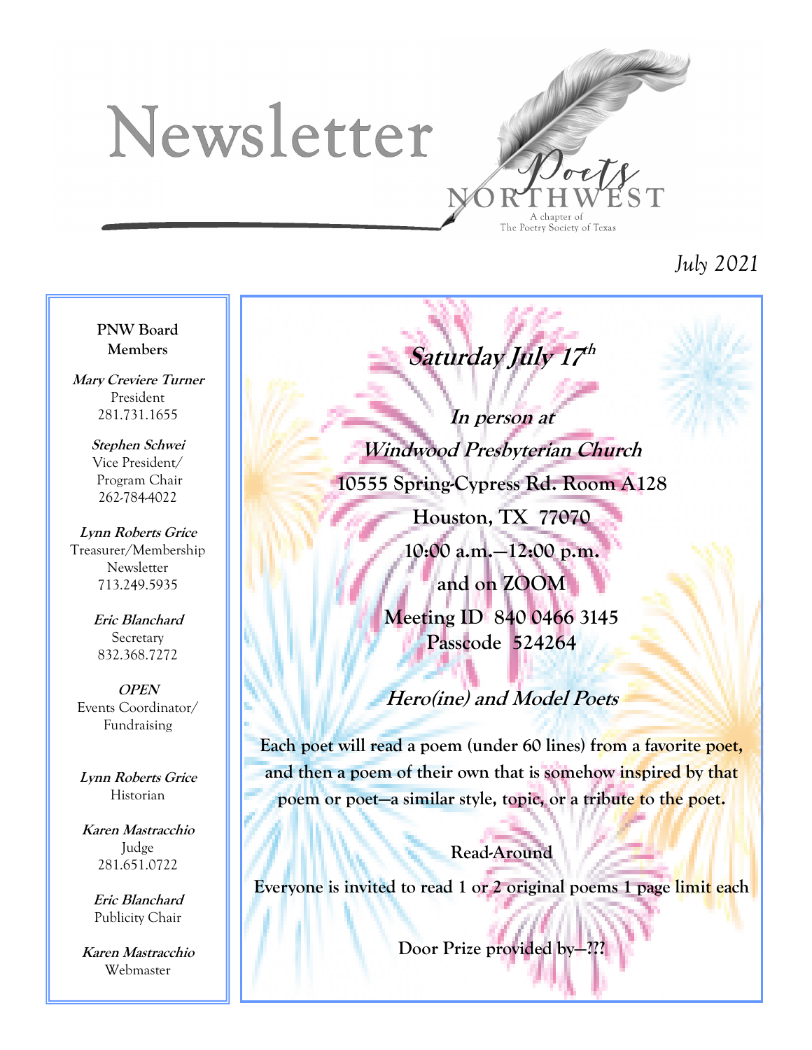# Newsletter

Poets NORTHWEST
A chapter of
The Poetry Society of Texas

*July 2021*

**PNW Board Members**

***Mary Creviere Turner***
President
281.731.1655

***Stephen Schwei***
Vice President/
Program Chair
262-784-4022

***Lynn Roberts Grice***
Treasurer/Membership
Newsletter
713.249.5935

***Eric Blanchard***
Secretary
832.368.7272

***OPEN***
Events Coordinator/
Fundraising

***Lynn Roberts Grice***
Historian

***Karen Mastracchio***
Judge
281.651.0722

***Eric Blanchard***
Publicity Chair

***Karen Mastracchio***
Webmaster

## ***Saturday July 17th***

***In person at***
***Windwood Presbyterian Church***
**10555 Spring-Cypress Rd. Room A128**
**Houston, TX 77070**
**10:00 a.m.—12:00 p.m.**
**and on ZOOM**
**Meeting ID 840 0466 3145**
**Passcode 524264**

### ***Hero(ine) and Model Poets***

**Each poet will read a poem (under 60 lines) from a favorite poet, and then a poem of their own that is somehow inspired by that poem or poet—a similar style, topic, or a tribute to the poet.**

**Read-Around**

**Everyone is invited to read 1 or 2 original poems 1 page limit each**

**Door Prize provided by—???**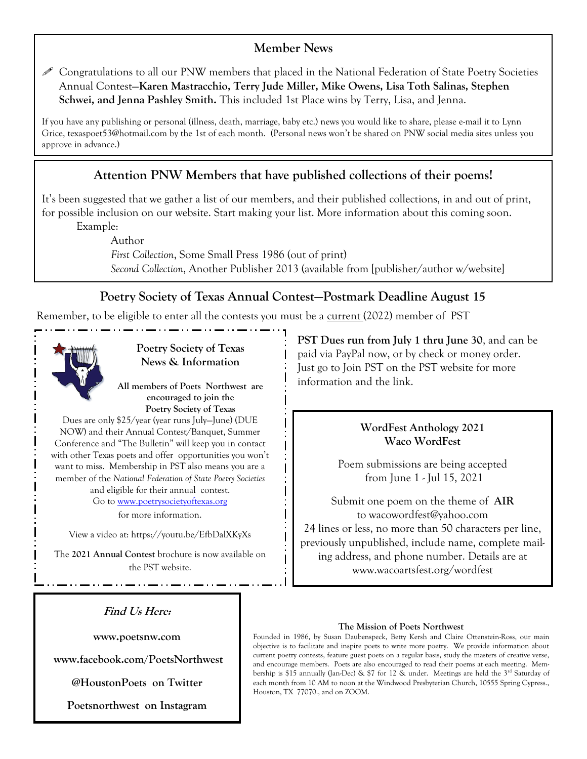## Member News

✐ Congratulations to all our PNW members that placed in the National Federation of State Poetry Societies Annual Contest—**Karen Mastracchio, Terry Jude Miller, Mike Owens, Lisa Toth Salinas, Stephen Schwei, and Jenna Pashley Smith.** This included 1st Place wins by Terry, Lisa, and Jenna.

If you have any publishing or personal (illness, death, marriage, baby etc.) news you would like to share, please e-mail it to Lynn Grice, texaspoet53@hotmail.com by the 1st of each month. (Personal news won't be shared on PNW social media sites unless you approve in advance.)

## Attention PNW Members that have published collections of their poems!

It's been suggested that we gather a list of our members, and their published collections, in and out of print, for possible inclusion on our website. Start making your list. More information about this coming soon.

Example:

Author
*First Collection*, Some Small Press 1986 (out of print)
*Second Collection*, Another Publisher 2013 (available from [publisher/author w/website]

## Poetry Society of Texas Annual Contest—Postmark Deadline August 15

Remember, to be eligible to enter all the contests you must be a current (2022) member of PST

### Poetry Society of Texas News & Information

**All members of Poets Northwest are encouraged to join the Poetry Society of Texas**

Dues are only $25/year (year runs July—June) (DUE NOW) and their Annual Contest/Banquet, Summer Conference and "The Bulletin" will keep you in contact with other Texas poets and offer opportunities you won't want to miss. Membership in PST also means you are a member of the *National Federation of State Poetry Societies* and eligible for their annual contest.

Go to www.poetrysocietyoftexas.org for more information.

View a video at: https://youtu.be/EfbDalXKyXs

The **2021 Annual Contest** brochure is now available on the PST website.

**PST Dues run from July 1 thru June 30**, and can be paid via PayPal now, or by check or money order. Just go to Join PST on the PST website for more information and the link.

### WordFest Anthology 2021
### Waco WordFest

Poem submissions are being accepted from June 1 - Jul 15, 2021

Submit one poem on the theme of **AIR** to wacowordfest@yahoo.com

24 lines or less, no more than 50 characters per line, previously unpublished, include name, complete mailing address, and phone number. Details are at www.wacoartsfest.org/wordfest

### *Find Us Here:*

**www.poetsnw.com**

**www.facebook.com/PoetsNorthwest**

**@HoustonPoets on Twitter**

**Poetsnorthwest on Instagram**

### The Mission of Poets Northwest

Founded in 1986, by Susan Daubenspeck, Betty Kersh and Claire Ottenstein-Ross, our main objective is to facilitate and inspire poets to write more poetry. We provide information about current poetry contests, feature guest poets on a regular basis, study the masters of creative verse, and encourage members. Poets are also encouraged to read their poems at each meeting. Membership is $15 annually (Jan-Dec) & $7 for 12 & under. Meetings are held the 3rd Saturday of each month from 10 AM to noon at the Windwood Presbyterian Church, 10555 Spring Cypress., Houston, TX 77070., and on ZOOM.